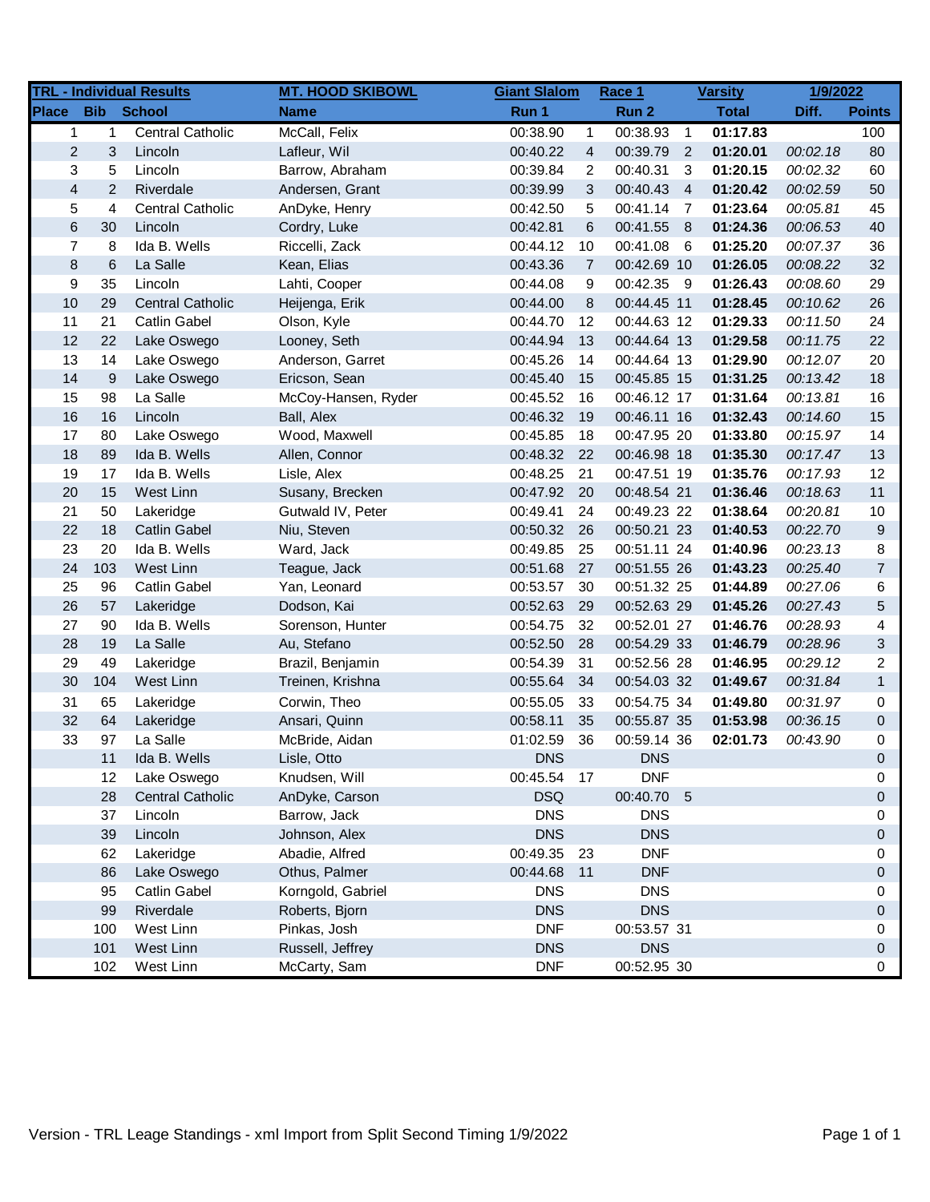| TRL - Individual Results | | | MT. HOOD SKIBOWL | Giant Slalom | | Race 1 | | Varsity | 1/9/2022 | |
|---|---|---|---|---|---|---|---|---|---|---|
| Place | Bib | School | Name | Run 1 | | Run 2 | | Total | Diff. | Points |
| 1 | 1 | Central Catholic | McCall, Felix | 00:38.90 | 1 | 00:38.93 | 1 | **01:17.83** | | 100 |
| 2 | 3 | Lincoln | Lafleur, Wil | 00:40.22 | 4 | 00:39.79 | 2 | **01:20.01** | *00:02.18* | 80 |
| 3 | 5 | Lincoln | Barrow, Abraham | 00:39.84 | 2 | 00:40.31 | 3 | **01:20.15** | *00:02.32* | 60 |
| 4 | 2 | Riverdale | Andersen, Grant | 00:39.99 | 3 | 00:40.43 | 4 | **01:20.42** | *00:02.59* | 50 |
| 5 | 4 | Central Catholic | AnDyke, Henry | 00:42.50 | 5 | 00:41.14 | 7 | **01:23.64** | *00:05.81* | 45 |
| 6 | 30 | Lincoln | Cordry, Luke | 00:42.81 | 6 | 00:41.55 | 8 | **01:24.36** | *00:06.53* | 40 |
| 7 | 8 | Ida B. Wells | Riccelli, Zack | 00:44.12 | 10 | 00:41.08 | 6 | **01:25.20** | *00:07.37* | 36 |
| 8 | 6 | La Salle | Kean, Elias | 00:43.36 | 7 | 00:42.69 | 10 | **01:26.05** | *00:08.22* | 32 |
| 9 | 35 | Lincoln | Lahti, Cooper | 00:44.08 | 9 | 00:42.35 | 9 | **01:26.43** | *00:08.60* | 29 |
| 10 | 29 | Central Catholic | Heijenga, Erik | 00:44.00 | 8 | 00:44.45 | 11 | **01:28.45** | *00:10.62* | 26 |
| 11 | 21 | Catlin Gabel | Olson, Kyle | 00:44.70 | 12 | 00:44.63 | 12 | **01:29.33** | *00:11.50* | 24 |
| 12 | 22 | Lake Oswego | Looney, Seth | 00:44.94 | 13 | 00:44.64 | 13 | **01:29.58** | *00:11.75* | 22 |
| 13 | 14 | Lake Oswego | Anderson, Garret | 00:45.26 | 14 | 00:44.64 | 13 | **01:29.90** | *00:12.07* | 20 |
| 14 | 9 | Lake Oswego | Ericson, Sean | 00:45.40 | 15 | 00:45.85 | 15 | **01:31.25** | *00:13.42* | 18 |
| 15 | 98 | La Salle | McCoy-Hansen, Ryder | 00:45.52 | 16 | 00:46.12 | 17 | **01:31.64** | *00:13.81* | 16 |
| 16 | 16 | Lincoln | Ball, Alex | 00:46.32 | 19 | 00:46.11 | 16 | **01:32.43** | *00:14.60* | 15 |
| 17 | 80 | Lake Oswego | Wood, Maxwell | 00:45.85 | 18 | 00:47.95 | 20 | **01:33.80** | *00:15.97* | 14 |
| 18 | 89 | Ida B. Wells | Allen, Connor | 00:48.32 | 22 | 00:46.98 | 18 | **01:35.30** | *00:17.47* | 13 |
| 19 | 17 | Ida B. Wells | Lisle, Alex | 00:48.25 | 21 | 00:47.51 | 19 | **01:35.76** | *00:17.93* | 12 |
| 20 | 15 | West Linn | Susany, Brecken | 00:47.92 | 20 | 00:48.54 | 21 | **01:36.46** | *00:18.63* | 11 |
| 21 | 50 | Lakeridge | Gutwald IV, Peter | 00:49.41 | 24 | 00:49.23 | 22 | **01:38.64** | *00:20.81* | 10 |
| 22 | 18 | Catlin Gabel | Niu, Steven | 00:50.32 | 26 | 00:50.21 | 23 | **01:40.53** | *00:22.70* | 9 |
| 23 | 20 | Ida B. Wells | Ward, Jack | 00:49.85 | 25 | 00:51.11 | 24 | **01:40.96** | *00:23.13* | 8 |
| 24 | 103 | West Linn | Teague, Jack | 00:51.68 | 27 | 00:51.55 | 26 | **01:43.23** | *00:25.40* | 7 |
| 25 | 96 | Catlin Gabel | Yan, Leonard | 00:53.57 | 30 | 00:51.32 | 25 | **01:44.89** | *00:27.06* | 6 |
| 26 | 57 | Lakeridge | Dodson, Kai | 00:52.63 | 29 | 00:52.63 | 29 | **01:45.26** | *00:27.43* | 5 |
| 27 | 90 | Ida B. Wells | Sorenson, Hunter | 00:54.75 | 32 | 00:52.01 | 27 | **01:46.76** | *00:28.93* | 4 |
| 28 | 19 | La Salle | Au, Stefano | 00:52.50 | 28 | 00:54.29 | 33 | **01:46.79** | *00:28.96* | 3 |
| 29 | 49 | Lakeridge | Brazil, Benjamin | 00:54.39 | 31 | 00:52.56 | 28 | **01:46.95** | *00:29.12* | 2 |
| 30 | 104 | West Linn | Treinen, Krishna | 00:55.64 | 34 | 00:54.03 | 32 | **01:49.67** | *00:31.84* | 1 |
| 31 | 65 | Lakeridge | Corwin, Theo | 00:55.05 | 33 | 00:54.75 | 34 | **01:49.80** | *00:31.97* | 0 |
| 32 | 64 | Lakeridge | Ansari, Quinn | 00:58.11 | 35 | 00:55.87 | 35 | **01:53.98** | *00:36.15* | 0 |
| 33 | 97 | La Salle | McBride, Aidan | 01:02.59 | 36 | 00:59.14 | 36 | **02:01.73** | *00:43.90* | 0 |
| | 11 | Ida B. Wells | Lisle, Otto | DNS | | DNS | | | | 0 |
| | 12 | Lake Oswego | Knudsen, Will | 00:45.54 | 17 | DNF | | | | 0 |
| | 28 | Central Catholic | AnDyke, Carson | DSQ | | 00:40.70 | 5 | | | 0 |
| | 37 | Lincoln | Barrow, Jack | DNS | | DNS | | | | 0 |
| | 39 | Lincoln | Johnson, Alex | DNS | | DNS | | | | 0 |
| | 62 | Lakeridge | Abadie, Alfred | 00:49.35 | 23 | DNF | | | | 0 |
| | 86 | Lake Oswego | Othus, Palmer | 00:44.68 | 11 | DNF | | | | 0 |
| | 95 | Catlin Gabel | Korngold, Gabriel | DNS | | DNS | | | | 0 |
| | 99 | Riverdale | Roberts, Bjorn | DNS | | DNS | | | | 0 |
| | 100 | West Linn | Pinkas, Josh | DNF | | 00:53.57 | 31 | | | 0 |
| | 101 | West Linn | Russell, Jeffrey | DNS | | DNS | | | | 0 |
| | 102 | West Linn | McCarty, Sam | DNF | | 00:52.95 | 30 | | | 0 |

Version - TRL Leage Standings - xml Import from Split Second Timing 1/9/2022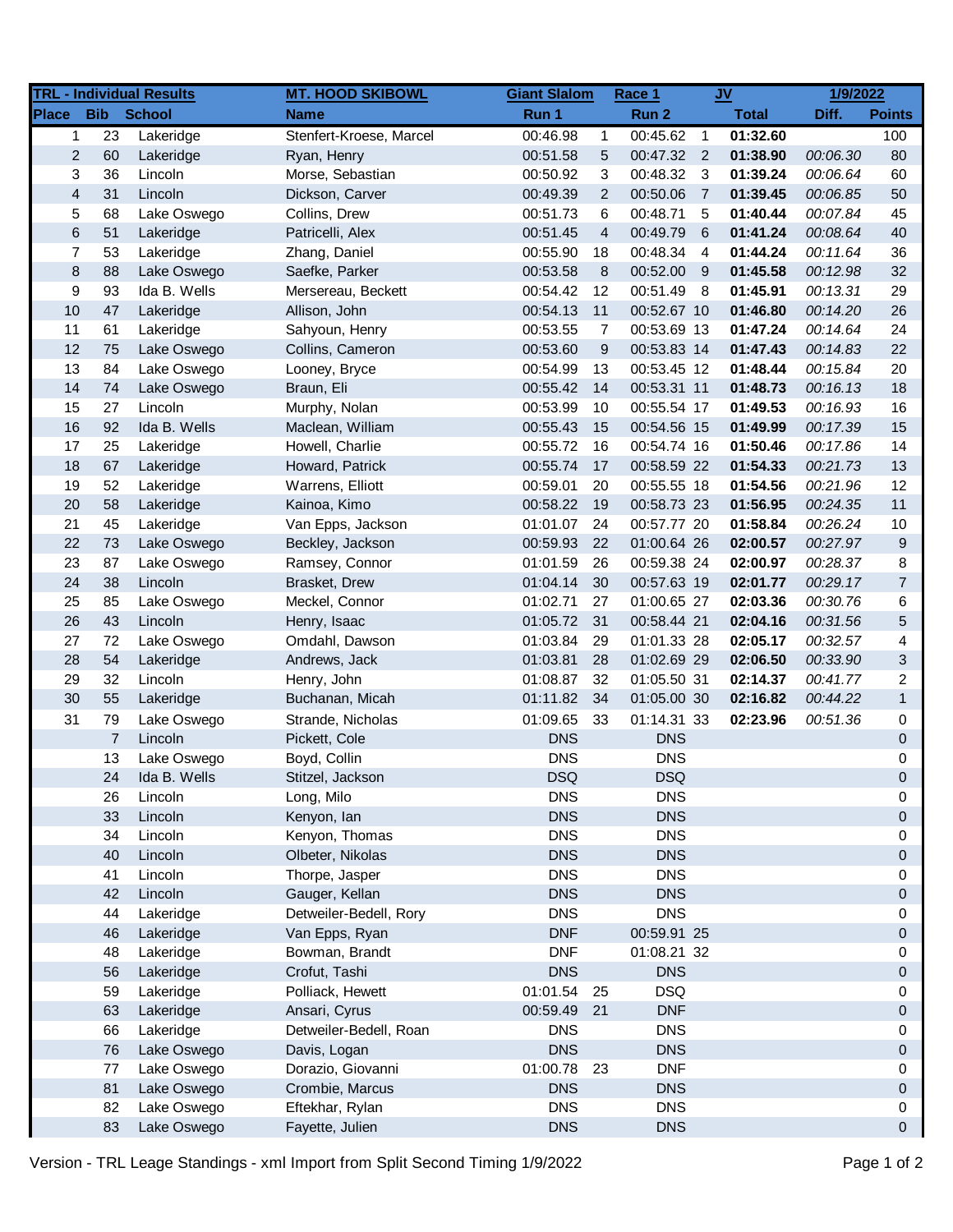| TRL - Individual Results | | | MT. HOOD SKIBOWL | Giant Slalom | | Race 1 | | JV | 1/9/2022 | |
|---|---|---|---|---|---|---|---|---|---|---|
| **Place** | **Bib** | **School** | **Name** | **Run 1** | | **Run 2** | | **Total** | **Diff.** | **Points** |
| 1 | 23 | Lakeridge | Stenfert-Kroese, Marcel | 00:46.98 | 1 | 00:45.62 | 1 | **01:32.60** | | 100 |
| 2 | 60 | Lakeridge | Ryan, Henry | 00:51.58 | 5 | 00:47.32 | 2 | **01:38.90** | *00:06.30* | 80 |
| 3 | 36 | Lincoln | Morse, Sebastian | 00:50.92 | 3 | 00:48.32 | 3 | **01:39.24** | *00:06.64* | 60 |
| 4 | 31 | Lincoln | Dickson, Carver | 00:49.39 | 2 | 00:50.06 | 7 | **01:39.45** | *00:06.85* | 50 |
| 5 | 68 | Lake Oswego | Collins, Drew | 00:51.73 | 6 | 00:48.71 | 5 | **01:40.44** | *00:07.84* | 45 |
| 6 | 51 | Lakeridge | Patricelli, Alex | 00:51.45 | 4 | 00:49.79 | 6 | **01:41.24** | *00:08.64* | 40 |
| 7 | 53 | Lakeridge | Zhang, Daniel | 00:55.90 | 18 | 00:48.34 | 4 | **01:44.24** | *00:11.64* | 36 |
| 8 | 88 | Lake Oswego | Saefke, Parker | 00:53.58 | 8 | 00:52.00 | 9 | **01:45.58** | *00:12.98* | 32 |
| 9 | 93 | Ida B. Wells | Mersereau, Beckett | 00:54.42 | 12 | 00:51.49 | 8 | **01:45.91** | *00:13.31* | 29 |
| 10 | 47 | Lakeridge | Allison, John | 00:54.13 | 11 | 00:52.67 | 10 | **01:46.80** | *00:14.20* | 26 |
| 11 | 61 | Lakeridge | Sahyoun, Henry | 00:53.55 | 7 | 00:53.69 | 13 | **01:47.24** | *00:14.64* | 24 |
| 12 | 75 | Lake Oswego | Collins, Cameron | 00:53.60 | 9 | 00:53.83 | 14 | **01:47.43** | *00:14.83* | 22 |
| 13 | 84 | Lake Oswego | Looney, Bryce | 00:54.99 | 13 | 00:53.45 | 12 | **01:48.44** | *00:15.84* | 20 |
| 14 | 74 | Lake Oswego | Braun, Eli | 00:55.42 | 14 | 00:53.31 | 11 | **01:48.73** | *00:16.13* | 18 |
| 15 | 27 | Lincoln | Murphy, Nolan | 00:53.99 | 10 | 00:55.54 | 17 | **01:49.53** | *00:16.93* | 16 |
| 16 | 92 | Ida B. Wells | Maclean, William | 00:55.43 | 15 | 00:54.56 | 15 | **01:49.99** | *00:17.39* | 15 |
| 17 | 25 | Lakeridge | Howell, Charlie | 00:55.72 | 16 | 00:54.74 | 16 | **01:50.46** | *00:17.86* | 14 |
| 18 | 67 | Lakeridge | Howard, Patrick | 00:55.74 | 17 | 00:58.59 | 22 | **01:54.33** | *00:21.73* | 13 |
| 19 | 52 | Lakeridge | Warrens, Elliott | 00:59.01 | 20 | 00:55.55 | 18 | **01:54.56** | *00:21.96* | 12 |
| 20 | 58 | Lakeridge | Kainoa, Kimo | 00:58.22 | 19 | 00:58.73 | 23 | **01:56.95** | *00:24.35* | 11 |
| 21 | 45 | Lakeridge | Van Epps, Jackson | 01:01.07 | 24 | 00:57.77 | 20 | **01:58.84** | *00:26.24* | 10 |
| 22 | 73 | Lake Oswego | Beckley, Jackson | 00:59.93 | 22 | 01:00.64 | 26 | **02:00.57** | *00:27.97* | 9 |
| 23 | 87 | Lake Oswego | Ramsey, Connor | 01:01.59 | 26 | 00:59.38 | 24 | **02:00.97** | *00:28.37* | 8 |
| 24 | 38 | Lincoln | Brasket, Drew | 01:04.14 | 30 | 00:57.63 | 19 | **02:01.77** | *00:29.17* | 7 |
| 25 | 85 | Lake Oswego | Meckel, Connor | 01:02.71 | 27 | 01:00.65 | 27 | **02:03.36** | *00:30.76* | 6 |
| 26 | 43 | Lincoln | Henry, Isaac | 01:05.72 | 31 | 00:58.44 | 21 | **02:04.16** | *00:31.56* | 5 |
| 27 | 72 | Lake Oswego | Omdahl, Dawson | 01:03.84 | 29 | 01:01.33 | 28 | **02:05.17** | *00:32.57* | 4 |
| 28 | 54 | Lakeridge | Andrews, Jack | 01:03.81 | 28 | 01:02.69 | 29 | **02:06.50** | *00:33.90* | 3 |
| 29 | 32 | Lincoln | Henry, John | 01:08.87 | 32 | 01:05.50 | 31 | **02:14.37** | *00:41.77* | 2 |
| 30 | 55 | Lakeridge | Buchanan, Micah | 01:11.82 | 34 | 01:05.00 | 30 | **02:16.82** | *00:44.22* | 1 |
| 31 | 79 | Lake Oswego | Strande, Nicholas | 01:09.65 | 33 | 01:14.31 | 33 | **02:23.96** | *00:51.36* | 0 |
| | 7 | Lincoln | Pickett, Cole | DNS | | DNS | | | | 0 |
| | 13 | Lake Oswego | Boyd, Collin | DNS | | DNS | | | | 0 |
| | 24 | Ida B. Wells | Stitzel, Jackson | DSQ | | DSQ | | | | 0 |
| | 26 | Lincoln | Long, Milo | DNS | | DNS | | | | 0 |
| | 33 | Lincoln | Kenyon, Ian | DNS | | DNS | | | | 0 |
| | 34 | Lincoln | Kenyon, Thomas | DNS | | DNS | | | | 0 |
| | 40 | Lincoln | Olbeter, Nikolas | DNS | | DNS | | | | 0 |
| | 41 | Lincoln | Thorpe, Jasper | DNS | | DNS | | | | 0 |
| | 42 | Lincoln | Gauger, Kellan | DNS | | DNS | | | | 0 |
| | 44 | Lakeridge | Detweiler-Bedell, Rory | DNS | | DNS | | | | 0 |
| | 46 | Lakeridge | Van Epps, Ryan | DNF | | 00:59.91 | 25 | | | 0 |
| | 48 | Lakeridge | Bowman, Brandt | DNF | | 01:08.21 | 32 | | | 0 |
| | 56 | Lakeridge | Crofut, Tashi | DNS | | DNS | | | | 0 |
| | 59 | Lakeridge | Polliack, Hewett | 01:01.54 | 25 | DSQ | | | | 0 |
| | 63 | Lakeridge | Ansari, Cyrus | 00:59.49 | 21 | DNF | | | | 0 |
| | 66 | Lakeridge | Detweiler-Bedell, Roan | DNS | | DNS | | | | 0 |
| | 76 | Lake Oswego | Davis, Logan | DNS | | DNS | | | | 0 |
| | 77 | Lake Oswego | Dorazio, Giovanni | 01:00.78 | 23 | DNF | | | | 0 |
| | 81 | Lake Oswego | Crombie, Marcus | DNS | | DNS | | | | 0 |
| | 82 | Lake Oswego | Eftekhar, Rylan | DNS | | DNS | | | | 0 |
| | 83 | Lake Oswego | Fayette, Julien | DNS | | DNS | | | | 0 |

Version - TRL Leage Standings - xml Import from Split Second Timing 1/9/2022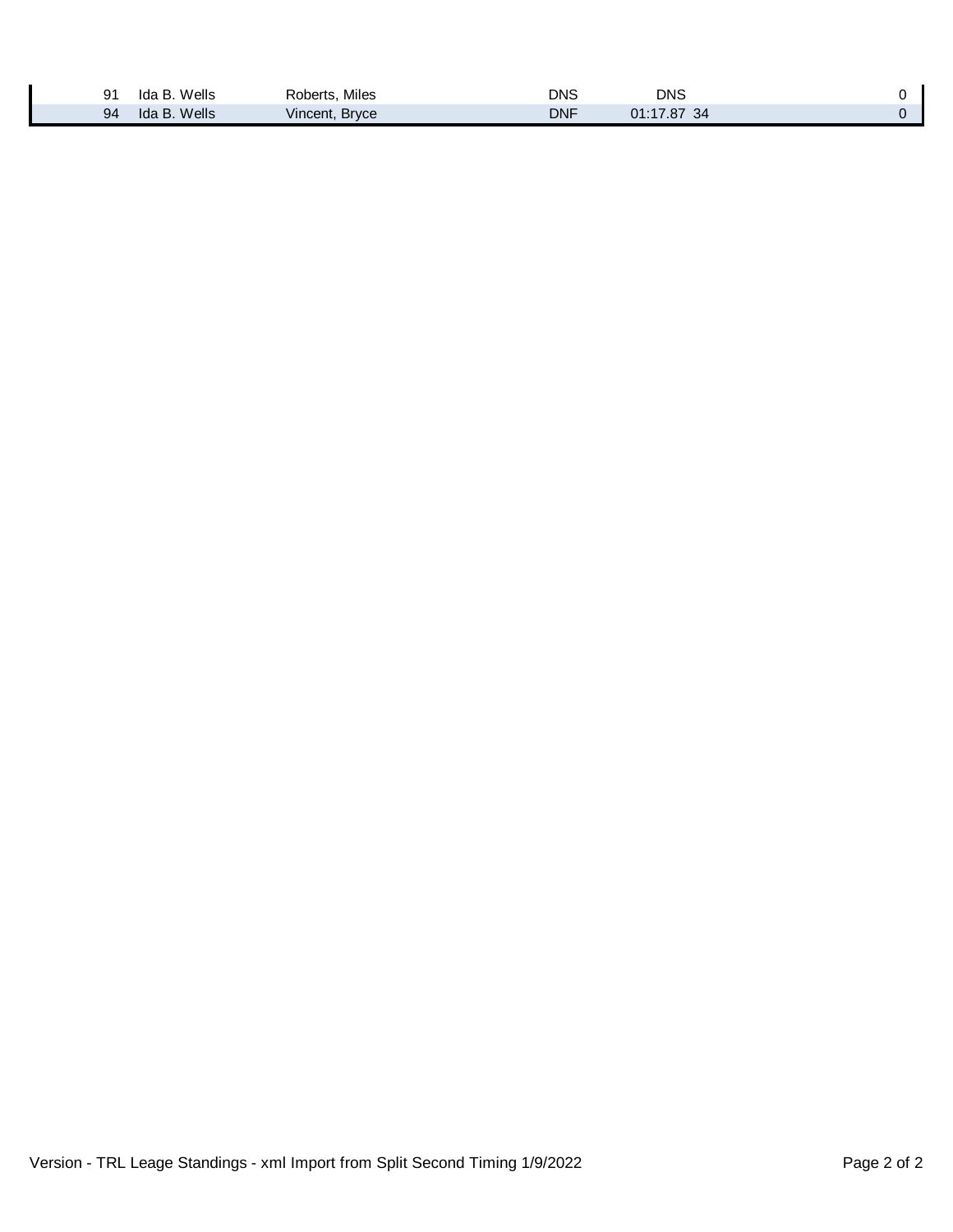| | | | | | |
|---|---|---|---|---|---|
| 91 | Ida B. Wells | Roberts, Miles | DNS | DNS | 0 |
| 94 | Ida B. Wells | Vincent, Bryce | DNF | 01:17.87 34 | 0 |

Version - TRL Leage Standings - xml Import from Split Second Timing 1/9/2022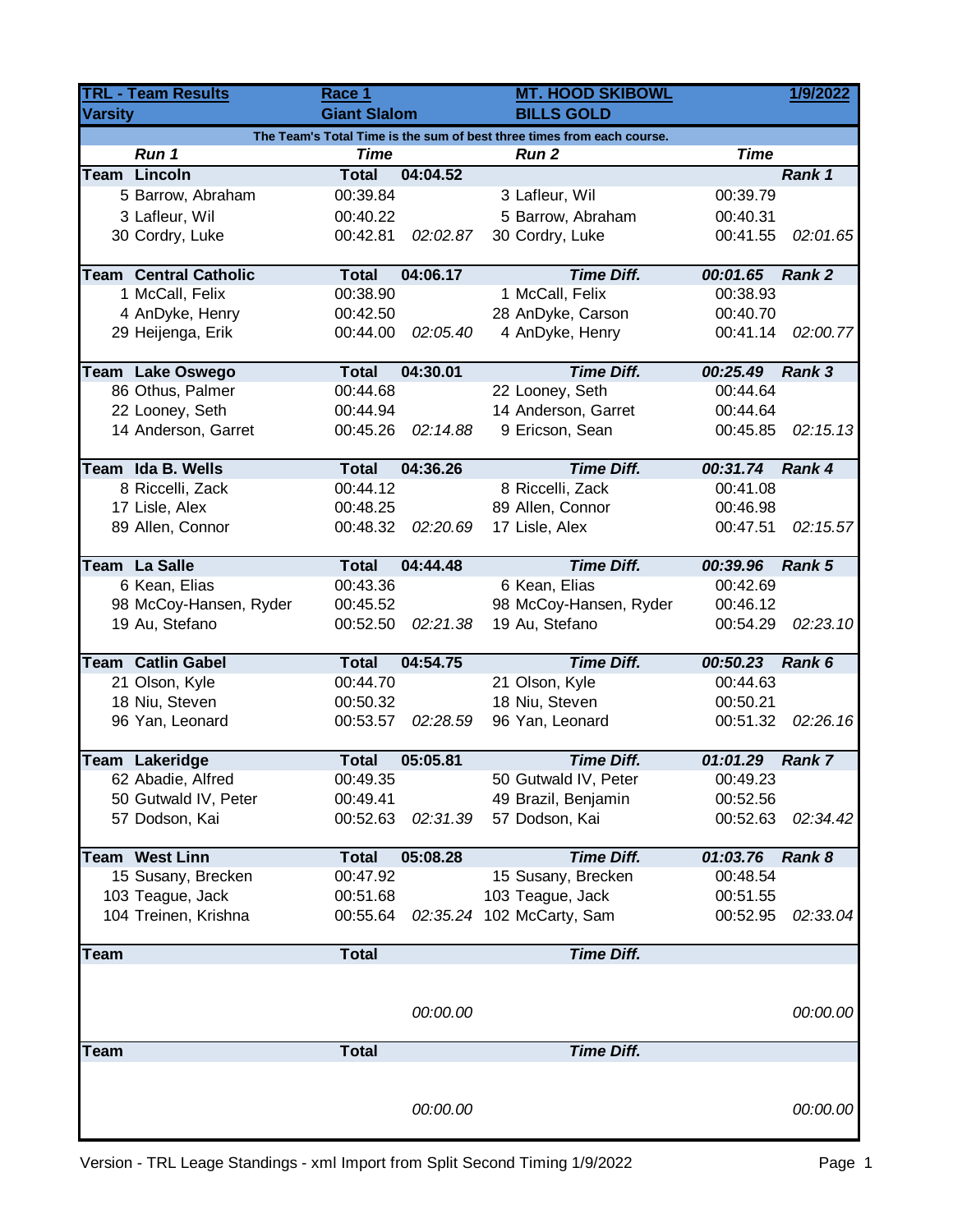| TRL - Team Results | Race 1 | | MT. HOOD SKIBOWL | | 1/9/2022 |
|---|---|---|---|---|---|
| **Varsity** | **Giant Slalom** | | **BILLS GOLD** | | |
| The Team's Total Time is the sum of best three times from each course. | | | | | |
| *Run 1* | *Time* | | *Run 2* | *Time* | |
| **Team Lincoln** | **Total** | **04:04.52** | | | ***Rank 1*** |
| 5 Barrow, Abraham | 00:39.84 | | 3 Lafleur, Wil | 00:39.79 | |
| 3 Lafleur, Wil | 00:40.22 | | 5 Barrow, Abraham | 00:40.31 | |
| 30 Cordry, Luke | 00:42.81 | *02:02.87* | 30 Cordry, Luke | 00:41.55 | *02:01.65* |
| **Team Central Catholic** | **Total** | **04:06.17** | ***Time Diff.*** | ***00:01.65*** | ***Rank 2*** |
| 1 McCall, Felix | 00:38.90 | | 1 McCall, Felix | 00:38.93 | |
| 4 AnDyke, Henry | 00:42.50 | | 28 AnDyke, Carson | 00:40.70 | |
| 29 Heijenga, Erik | 00:44.00 | *02:05.40* | 4 AnDyke, Henry | 00:41.14 | *02:00.77* |
| **Team Lake Oswego** | **Total** | **04:30.01** | ***Time Diff.*** | ***00:25.49*** | ***Rank 3*** |
| 86 Othus, Palmer | 00:44.68 | | 22 Looney, Seth | 00:44.64 | |
| 22 Looney, Seth | 00:44.94 | | 14 Anderson, Garret | 00:44.64 | |
| 14 Anderson, Garret | 00:45.26 | *02:14.88* | 9 Ericson, Sean | 00:45.85 | *02:15.13* |
| **Team Ida B. Wells** | **Total** | **04:36.26** | ***Time Diff.*** | ***00:31.74*** | ***Rank 4*** |
| 8 Riccelli, Zack | 00:44.12 | | 8 Riccelli, Zack | 00:41.08 | |
| 17 Lisle, Alex | 00:48.25 | | 89 Allen, Connor | 00:46.98 | |
| 89 Allen, Connor | 00:48.32 | *02:20.69* | 17 Lisle, Alex | 00:47.51 | *02:15.57* |
| **Team La Salle** | **Total** | **04:44.48** | ***Time Diff.*** | ***00:39.96*** | ***Rank 5*** |
| 6 Kean, Elias | 00:43.36 | | 6 Kean, Elias | 00:42.69 | |
| 98 McCoy-Hansen, Ryder | 00:45.52 | | 98 McCoy-Hansen, Ryder | 00:46.12 | |
| 19 Au, Stefano | 00:52.50 | *02:21.38* | 19 Au, Stefano | 00:54.29 | *02:23.10* |
| **Team Catlin Gabel** | **Total** | **04:54.75** | ***Time Diff.*** | ***00:50.23*** | ***Rank 6*** |
| 21 Olson, Kyle | 00:44.70 | | 21 Olson, Kyle | 00:44.63 | |
| 18 Niu, Steven | 00:50.32 | | 18 Niu, Steven | 00:50.21 | |
| 96 Yan, Leonard | 00:53.57 | *02:28.59* | 96 Yan, Leonard | 00:51.32 | *02:26.16* |
| **Team Lakeridge** | **Total** | **05:05.81** | ***Time Diff.*** | ***01:01.29*** | ***Rank 7*** |
| 62 Abadie, Alfred | 00:49.35 | | 50 Gutwald IV, Peter | 00:49.23 | |
| 50 Gutwald IV, Peter | 00:49.41 | | 49 Brazil, Benjamin | 00:52.56 | |
| 57 Dodson, Kai | 00:52.63 | *02:31.39* | 57 Dodson, Kai | 00:52.63 | *02:34.42* |
| **Team West Linn** | **Total** | **05:08.28** | ***Time Diff.*** | ***01:03.76*** | ***Rank 8*** |
| 15 Susany, Brecken | 00:47.92 | | 15 Susany, Brecken | 00:48.54 | |
| 103 Teague, Jack | 00:51.68 | | 103 Teague, Jack | 00:51.55 | |
| 104 Treinen, Krishna | 00:55.64 | *02:35.24* | 102 McCarty, Sam | 00:52.95 | *02:33.04* |
| **Team** | **Total** | | ***Time Diff.*** | | |
| | | *00:00.00* | | | *00:00.00* |
| **Team** | **Total** | | ***Time Diff.*** | | |
| | | *00:00.00* | | | *00:00.00* |

Version - TRL Leage Standings - xml Import from Split Second Timing 1/9/2022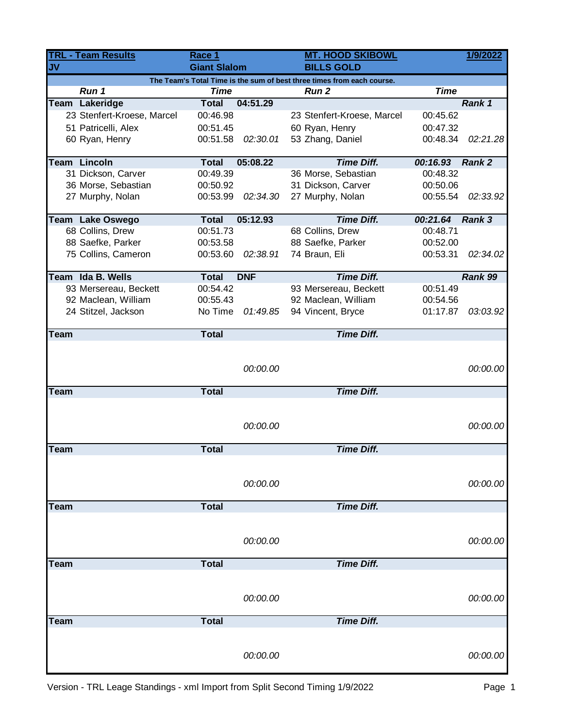| TRL - Team Results | Race 1 | | MT. HOOD SKIBOWL | | 1/9/2022 |
|---|---|---|---|---|---|
| JV | Giant Slalom | | BILLS GOLD | | |

The Team's Total Time is the sum of best three times from each course.

| Run 1 | Time | | Run 2 | Time | |
|---|---|---|---|---|---|
| **Team Lakeridge** | **Total** | **04:51.29** | | | ***Rank 1*** |
| 23 Stenfert-Kroese, Marcel | 00:46.98 | | 23 Stenfert-Kroese, Marcel | 00:45.62 | |
| 51 Patricelli, Alex | 00:51.45 | | 60 Ryan, Henry | 00:47.32 | |
| 60 Ryan, Henry | 00:51.58 | *02:30.01* | 53 Zhang, Daniel | 00:48.34 | *02:21.28* |
| **Team Lincoln** | **Total** | **05:08.22** | ***Time Diff.*** | ***00:16.93*** | ***Rank 2*** |
| 31 Dickson, Carver | 00:49.39 | | 36 Morse, Sebastian | 00:48.32 | |
| 36 Morse, Sebastian | 00:50.92 | | 31 Dickson, Carver | 00:50.06 | |
| 27 Murphy, Nolan | 00:53.99 | *02:34.30* | 27 Murphy, Nolan | 00:55.54 | *02:33.92* |
| **Team Lake Oswego** | **Total** | **05:12.93** | ***Time Diff.*** | ***00:21.64*** | ***Rank 3*** |
| 68 Collins, Drew | 00:51.73 | | 68 Collins, Drew | 00:48.71 | |
| 88 Saefke, Parker | 00:53.58 | | 88 Saefke, Parker | 00:52.00 | |
| 75 Collins, Cameron | 00:53.60 | *02:38.91* | 74 Braun, Eli | 00:53.31 | *02:34.02* |
| **Team Ida B. Wells** | **Total** | **DNF** | ***Time Diff.*** | | ***Rank 99*** |
| 93 Mersereau, Beckett | 00:54.42 | | 93 Mersereau, Beckett | 00:51.49 | |
| 92 Maclean, William | 00:55.43 | | 92 Maclean, William | 00:54.56 | |
| 24 Stitzel, Jackson | No Time | *01:49.85* | 94 Vincent, Bryce | 01:17.87 | *03:03.92* |
| **Team** | **Total** | | ***Time Diff.*** | | |
| | | *00:00.00* | | | *00:00.00* |
| **Team** | **Total** | | ***Time Diff.*** | | |
| | | *00:00.00* | | | *00:00.00* |
| **Team** | **Total** | | ***Time Diff.*** | | |
| | | *00:00.00* | | | *00:00.00* |
| **Team** | **Total** | | ***Time Diff.*** | | |
| | | *00:00.00* | | | *00:00.00* |
| **Team** | **Total** | | ***Time Diff.*** | | |
| | | *00:00.00* | | | *00:00.00* |
| **Team** | **Total** | | ***Time Diff.*** | | |
| | | *00:00.00* | | | *00:00.00* |

Version - TRL Leage Standings - xml Import from Split Second Timing 1/9/2022